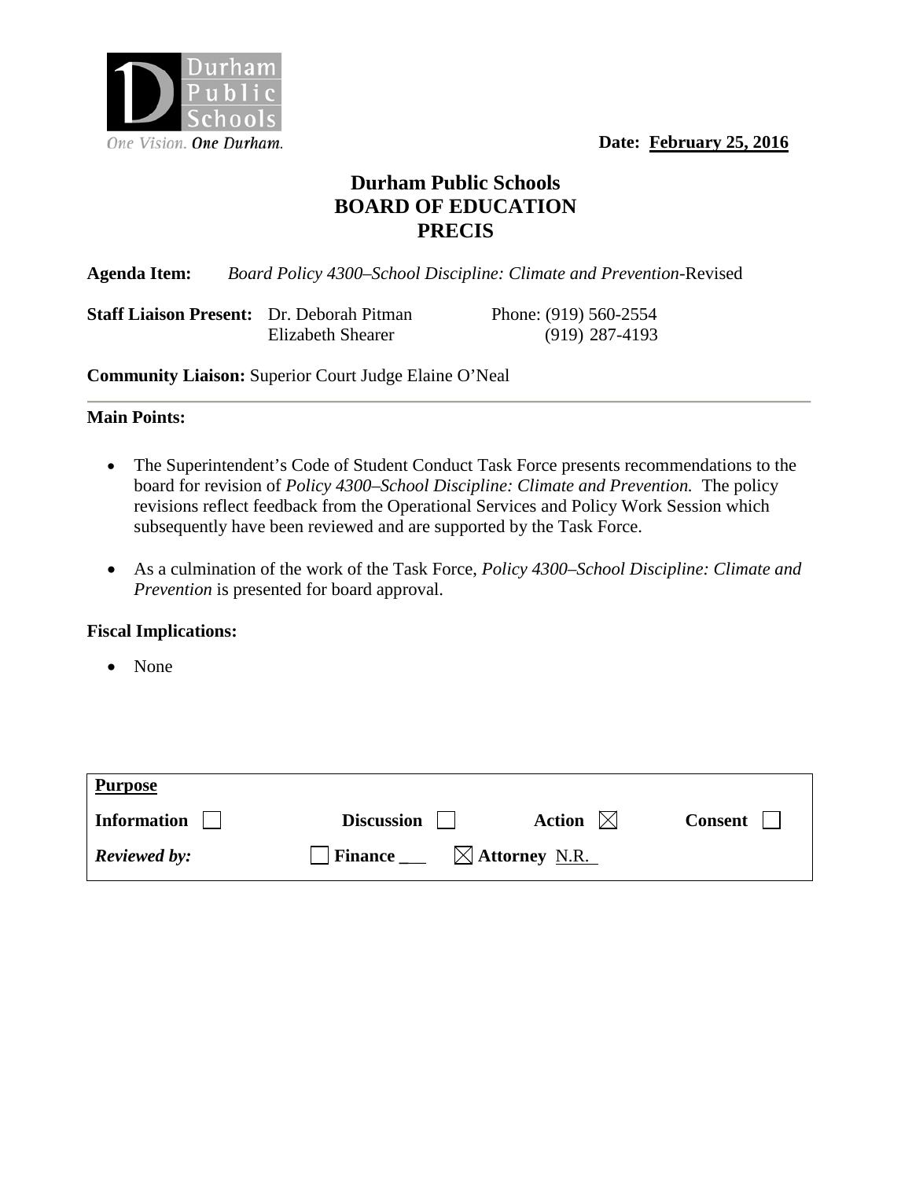Durham Public Schools

*One Vision. One Durham.*

**Date: February 25, 2016**

# Durham Public Schools
# BOARD OF EDUCATION
# PRECIS

**Agenda Item:** *Board Policy 4300–School Discipline: Climate and Prevention*-Revised

**Staff Liaison Present:** Dr. Deborah Pitman — Phone: (919) 560-2554
Elizabeth Shearer — (919) 287-4193

**Community Liaison:** Superior Court Judge Elaine O'Neal

---

**Main Points:**

- The Superintendent's Code of Student Conduct Task Force presents recommendations to the board for revision of *Policy 4300–School Discipline: Climate and Prevention.* The policy revisions reflect feedback from the Operational Services and Policy Work Session which subsequently have been reviewed and are supported by the Task Force.

- As a culmination of the work of the Task Force, *Policy 4300–School Discipline: Climate and Prevention* is presented for board approval.

**Fiscal Implications:**

- None

| **Purpose** | | | |
|---|---|---|---|
| **Information** ☐ | **Discussion** ☐ | **Action** ☒ | **Consent** ☐ |
| ***Reviewed by:*** | ☐ **Finance** \_\_\_ | ☒ **Attorney** N.R. | |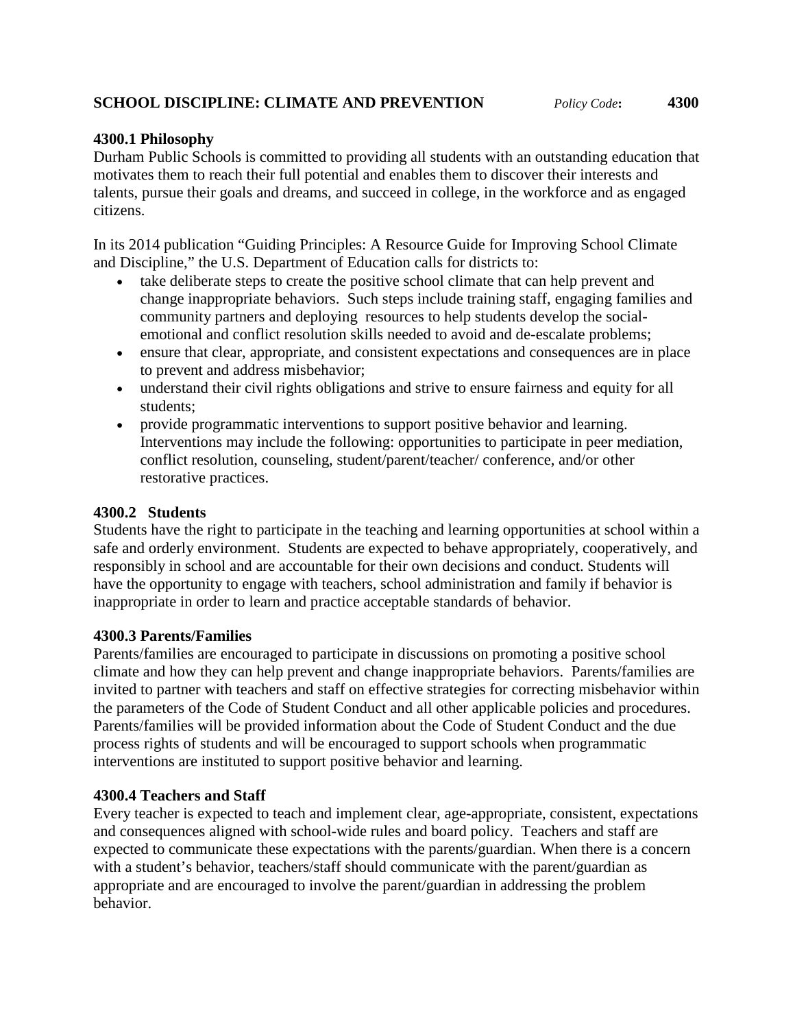## SCHOOL DISCIPLINE: CLIMATE AND PREVENTION *Policy Code*: **4300**

### 4300.1 Philosophy

Durham Public Schools is committed to providing all students with an outstanding education that motivates them to reach their full potential and enables them to discover their interests and talents, pursue their goals and dreams, and succeed in college, in the workforce and as engaged citizens.

In its 2014 publication "Guiding Principles: A Resource Guide for Improving School Climate and Discipline," the U.S. Department of Education calls for districts to:

- take deliberate steps to create the positive school climate that can help prevent and change inappropriate behaviors. Such steps include training staff, engaging families and community partners and deploying resources to help students develop the social-emotional and conflict resolution skills needed to avoid and de-escalate problems;
- ensure that clear, appropriate, and consistent expectations and consequences are in place to prevent and address misbehavior;
- understand their civil rights obligations and strive to ensure fairness and equity for all students;
- provide programmatic interventions to support positive behavior and learning. Interventions may include the following: opportunities to participate in peer mediation, conflict resolution, counseling, student/parent/teacher/ conference, and/or other restorative practices.

### 4300.2 Students

Students have the right to participate in the teaching and learning opportunities at school within a safe and orderly environment. Students are expected to behave appropriately, cooperatively, and responsibly in school and are accountable for their own decisions and conduct. Students will have the opportunity to engage with teachers, school administration and family if behavior is inappropriate in order to learn and practice acceptable standards of behavior.

### 4300.3 Parents/Families

Parents/families are encouraged to participate in discussions on promoting a positive school climate and how they can help prevent and change inappropriate behaviors. Parents/families are invited to partner with teachers and staff on effective strategies for correcting misbehavior within the parameters of the Code of Student Conduct and all other applicable policies and procedures. Parents/families will be provided information about the Code of Student Conduct and the due process rights of students and will be encouraged to support schools when programmatic interventions are instituted to support positive behavior and learning.

### 4300.4 Teachers and Staff

Every teacher is expected to teach and implement clear, age-appropriate, consistent, expectations and consequences aligned with school-wide rules and board policy. Teachers and staff are expected to communicate these expectations with the parents/guardian. When there is a concern with a student's behavior, teachers/staff should communicate with the parent/guardian as appropriate and are encouraged to involve the parent/guardian in addressing the problem behavior.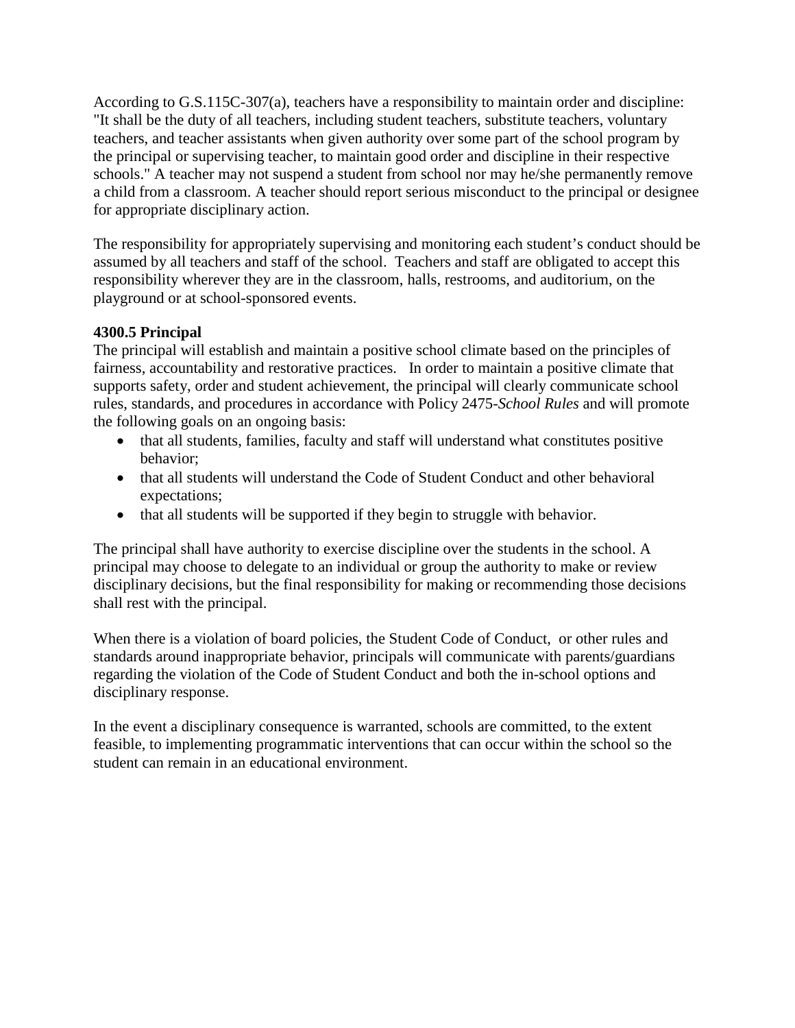According to G.S.115C-307(a), teachers have a responsibility to maintain order and discipline: "It shall be the duty of all teachers, including student teachers, substitute teachers, voluntary teachers, and teacher assistants when given authority over some part of the school program by the principal or supervising teacher, to maintain good order and discipline in their respective schools." A teacher may not suspend a student from school nor may he/she permanently remove a child from a classroom. A teacher should report serious misconduct to the principal or designee for appropriate disciplinary action.

The responsibility for appropriately supervising and monitoring each student's conduct should be assumed by all teachers and staff of the school. Teachers and staff are obligated to accept this responsibility wherever they are in the classroom, halls, restrooms, and auditorium, on the playground or at school-sponsored events.

**4300.5 Principal**

The principal will establish and maintain a positive school climate based on the principles of fairness, accountability and restorative practices. In order to maintain a positive climate that supports safety, order and student achievement, the principal will clearly communicate school rules, standards, and procedures in accordance with Policy 2475-*School Rules* and will promote the following goals on an ongoing basis:

- that all students, families, faculty and staff will understand what constitutes positive behavior;
- that all students will understand the Code of Student Conduct and other behavioral expectations;
- that all students will be supported if they begin to struggle with behavior.

The principal shall have authority to exercise discipline over the students in the school. A principal may choose to delegate to an individual or group the authority to make or review disciplinary decisions, but the final responsibility for making or recommending those decisions shall rest with the principal.

When there is a violation of board policies, the Student Code of Conduct, or other rules and standards around inappropriate behavior, principals will communicate with parents/guardians regarding the violation of the Code of Student Conduct and both the in-school options and disciplinary response.

In the event a disciplinary consequence is warranted, schools are committed, to the extent feasible, to implementing programmatic interventions that can occur within the school so the student can remain in an educational environment.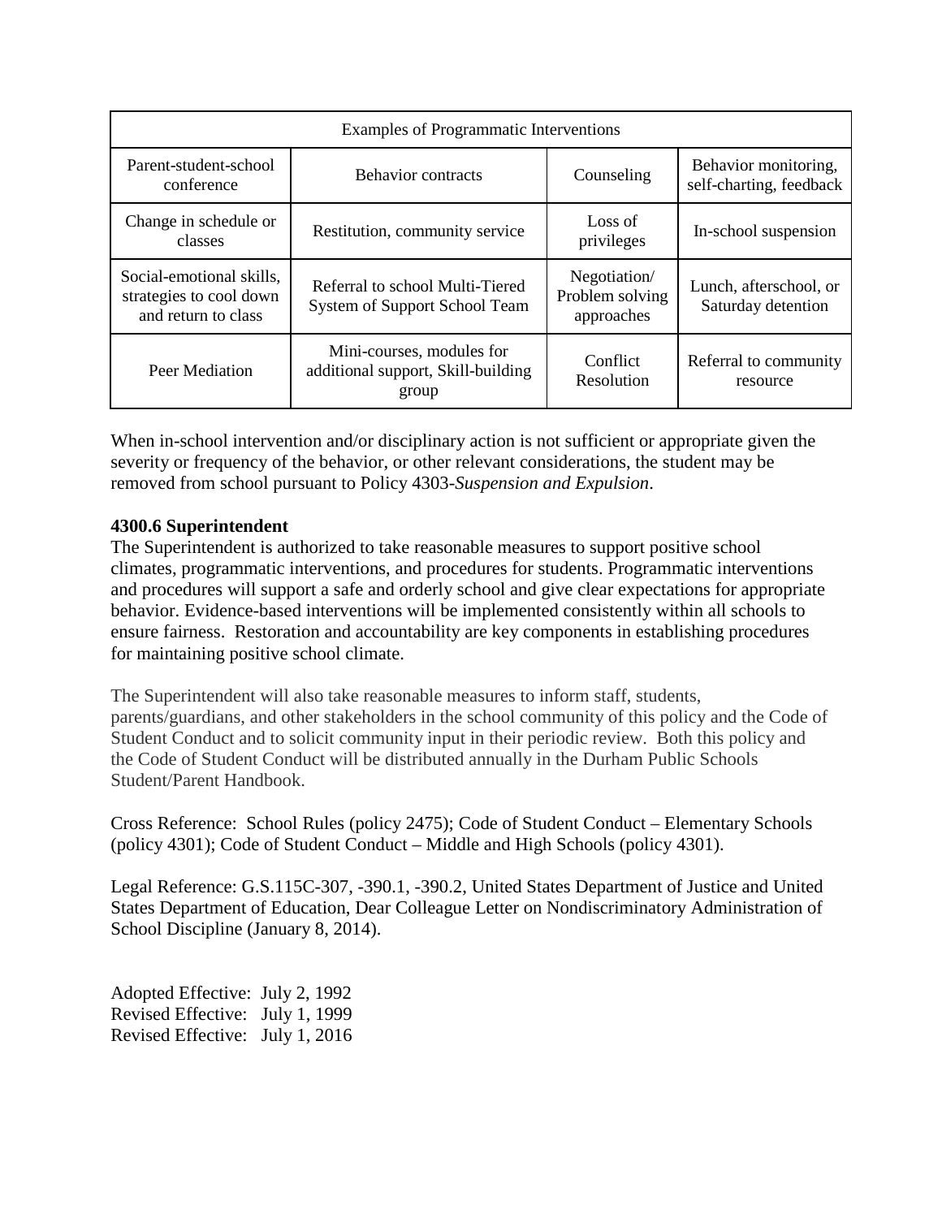| Examples of Programmatic Interventions | | | |
|---|---|---|---|
| Parent-student-school conference | Behavior contracts | Counseling | Behavior monitoring, self-charting, feedback |
| Change in schedule or classes | Restitution, community service | Loss of privileges | In-school suspension |
| Social-emotional skills, strategies to cool down and return to class | Referral to school Multi-Tiered System of Support School Team | Negotiation/ Problem solving approaches | Lunch, afterschool, or Saturday detention |
| Peer Mediation | Mini-courses, modules for additional support, Skill-building group | Conflict Resolution | Referral to community resource |

When in-school intervention and/or disciplinary action is not sufficient or appropriate given the severity or frequency of the behavior, or other relevant considerations, the student may be removed from school pursuant to Policy 4303-*Suspension and Expulsion*.

**4300.6 Superintendent**

The Superintendent is authorized to take reasonable measures to support positive school climates, programmatic interventions, and procedures for students. Programmatic interventions and procedures will support a safe and orderly school and give clear expectations for appropriate behavior. Evidence-based interventions will be implemented consistently within all schools to ensure fairness. Restoration and accountability are key components in establishing procedures for maintaining positive school climate.

The Superintendent will also take reasonable measures to inform staff, students, parents/guardians, and other stakeholders in the school community of this policy and the Code of Student Conduct and to solicit community input in their periodic review. Both this policy and the Code of Student Conduct will be distributed annually in the Durham Public Schools Student/Parent Handbook.

Cross Reference: School Rules (policy 2475); Code of Student Conduct – Elementary Schools (policy 4301); Code of Student Conduct – Middle and High Schools (policy 4301).

Legal Reference: G.S.115C-307, -390.1, -390.2, United States Department of Justice and United States Department of Education, Dear Colleague Letter on Nondiscriminatory Administration of School Discipline (January 8, 2014).

Adopted Effective: July 2, 1992
Revised Effective: July 1, 1999
Revised Effective: July 1, 2016